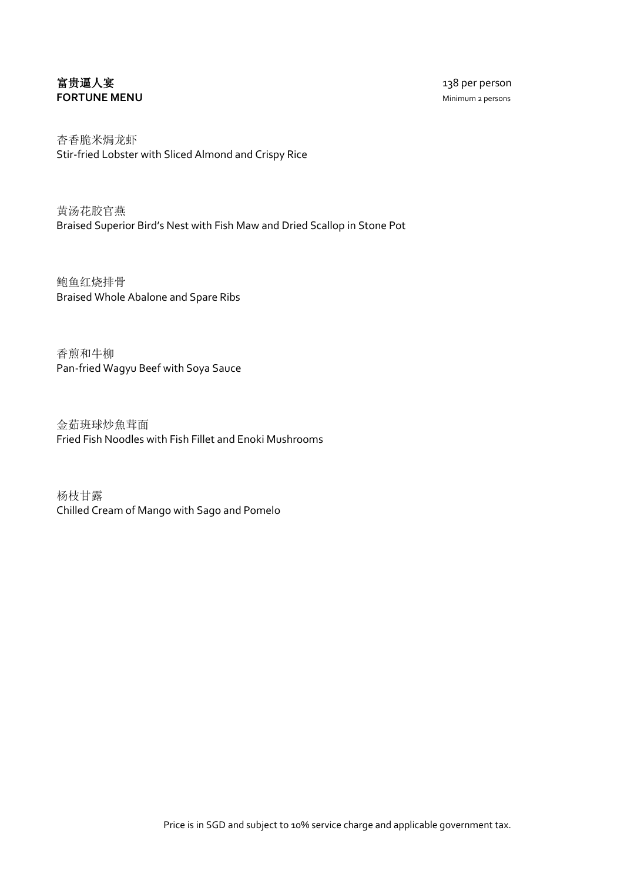## 富贵逼人宴
## FORTUNE MENU

138 per person
Minimum 2 persons

杏香脆米焗龙虾
Stir-fried Lobster with Sliced Almond and Crispy Rice

黄汤花胶官燕
Braised Superior Bird's Nest with Fish Maw and Dried Scallop in Stone Pot

鲍鱼红烧排骨
Braised Whole Abalone and Spare Ribs

香煎和牛柳
Pan-fried Wagyu Beef with Soya Sauce

金茹班球炒魚茸面
Fried Fish Noodles with Fish Fillet and Enoki Mushrooms

杨枝甘露
Chilled Cream of Mango with Sago and Pomelo

Price is in SGD and subject to 10% service charge and applicable government tax.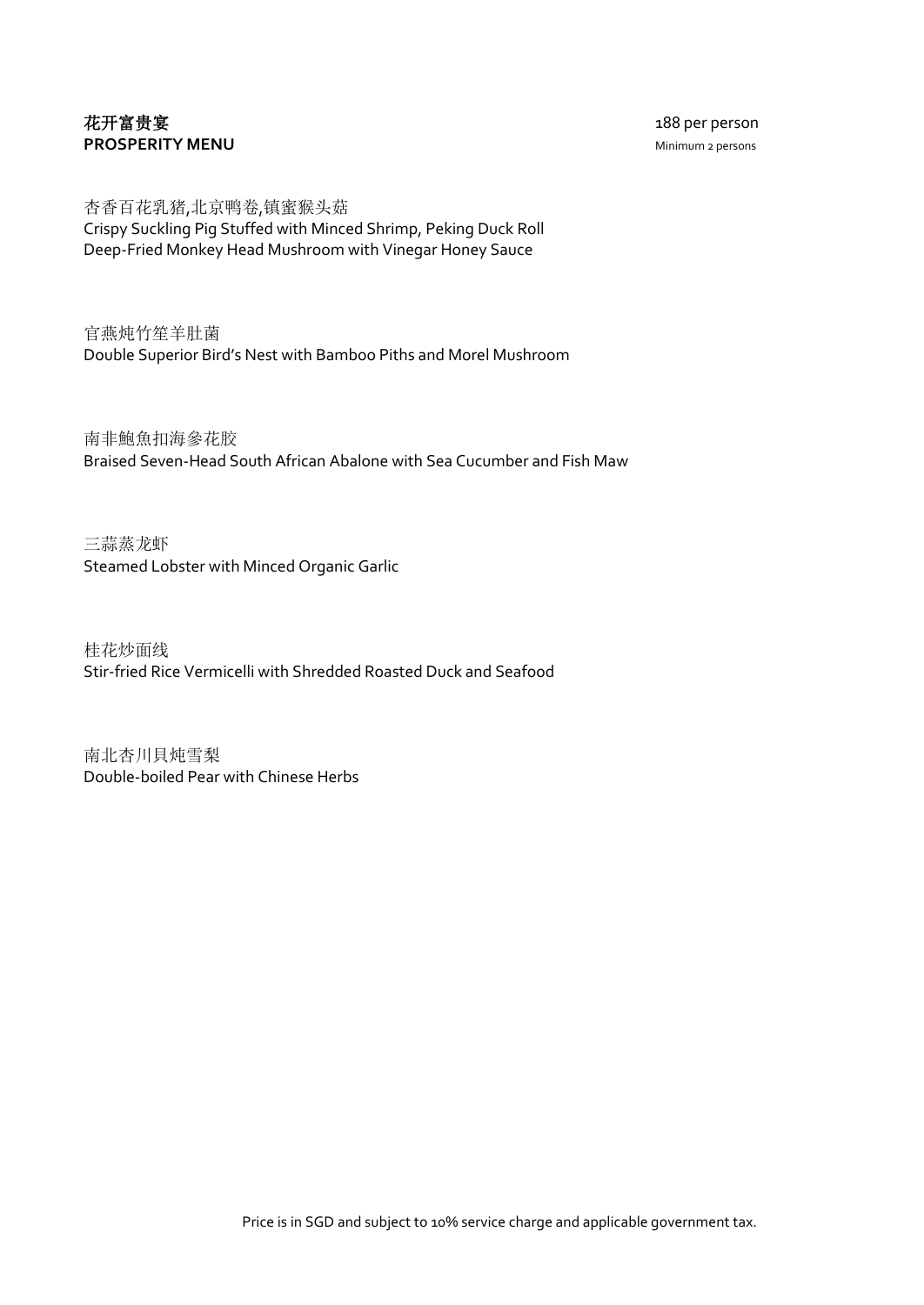**花开富贵宴**
**PROSPERITY MENU**

188 per person
Minimum 2 persons

杏香百花乳猪,北京鸭卷,镇蜜猴头菇
Crispy Suckling Pig Stuffed with Minced Shrimp, Peking Duck Roll
Deep-Fried Monkey Head Mushroom with Vinegar Honey Sauce

官燕炖竹笙羊肚菌
Double Superior Bird's Nest with Bamboo Piths and Morel Mushroom

南非鮑魚扣海参花胶
Braised Seven-Head South African Abalone with Sea Cucumber and Fish Maw

三蒜蒸龙虾
Steamed Lobster with Minced Organic Garlic

桂花炒面线
Stir-fried Rice Vermicelli with Shredded Roasted Duck and Seafood

南北杏川貝炖雪梨
Double-boiled Pear with Chinese Herbs

Price is in SGD and subject to 10% service charge and applicable government tax.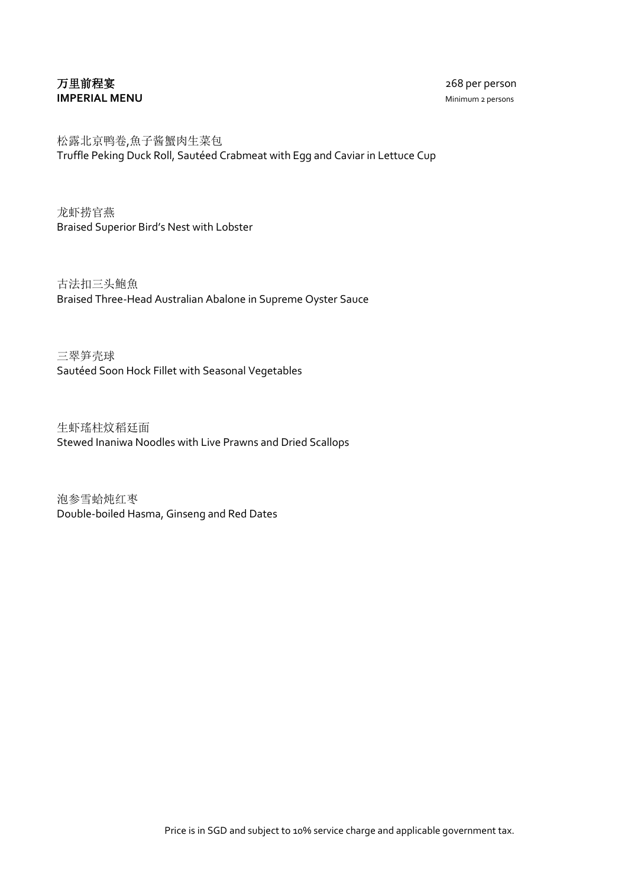## 万里前程宴
## IMPERIAL MENU

268 per person
Minimum 2 persons

松露北京鸭卷,魚子酱蟹肉生菜包
Truffle Peking Duck Roll, Sautéed Crabmeat with Egg and Caviar in Lettuce Cup

龙虾捞官燕
Braised Superior Bird's Nest with Lobster

古法扣三头鮑魚
Braised Three-Head Australian Abalone in Supreme Oyster Sauce

三翠笋壳球
Sautéed Soon Hock Fillet with Seasonal Vegetables

生虾瑤柱炆稻廷面
Stewed Inaniwa Noodles with Live Prawns and Dried Scallops

泡参雪蛤炖红枣
Double-boiled Hasma, Ginseng and Red Dates

Price is in SGD and subject to 10% service charge and applicable government tax.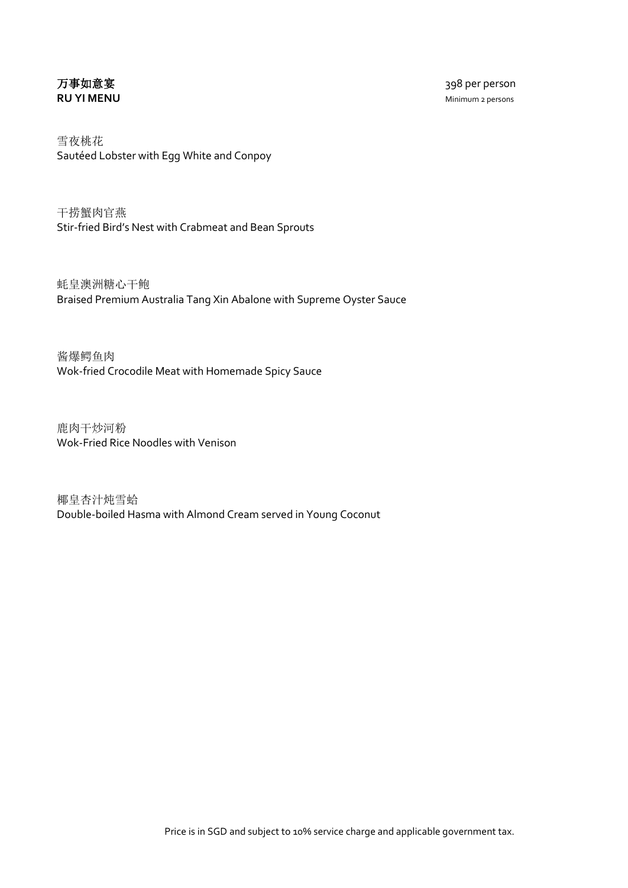## 万事如意宴
## RU YI MENU

398 per person
Minimum 2 persons

雪夜桃花
Sautéed Lobster with Egg White and Conpoy

干捞蟹肉官燕
Stir-fried Bird's Nest with Crabmeat and Bean Sprouts

蚝皇澳洲糖心干鲍
Braised Premium Australia Tang Xin Abalone with Supreme Oyster Sauce

酱爆鳄鱼肉
Wok-fried Crocodile Meat with Homemade Spicy Sauce

鹿肉干炒河粉
Wok-Fried Rice Noodles with Venison

椰皇杏汁炖雪蛤
Double-boiled Hasma with Almond Cream served in Young Coconut

Price is in SGD and subject to 10% service charge and applicable government tax.